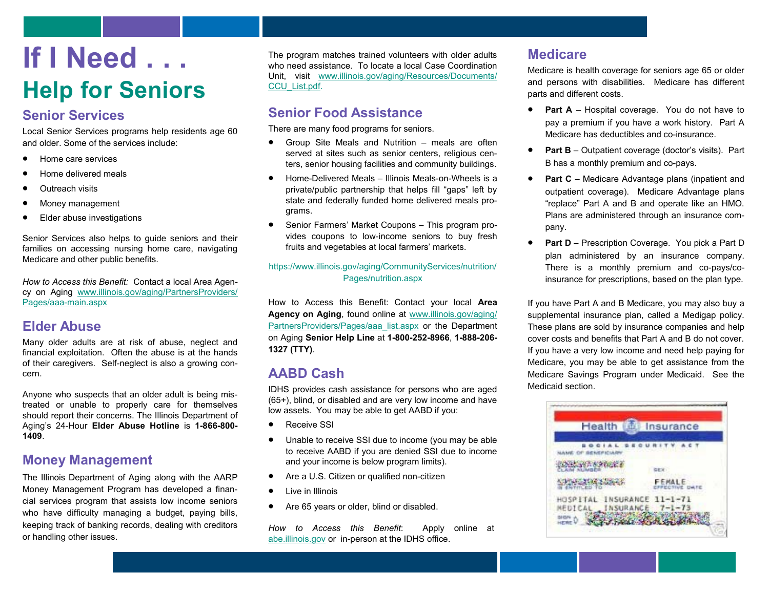# If I Need . . .

## Help for Seniors

### Senior Services

Local Senior Services programs help residents age 60 and older. Some of the services include:

- Home care services
- Home delivered meals
- Outreach visits
- Money management
- Elder abuse investigations

Senior Services also helps to guide seniors and their families on accessing nursing home care, navigating Medicare and other public benefits.

*How to Access this Benefit:* Contact a local Area Agency on Aging www.illinois.gov/aging/PartnersProviders/Pages/aaa-main.aspx

### Elder Abuse

Many older adults are at risk of abuse, neglect and financial exploitation. Often the abuse is at the hands of their caregivers. Self-neglect is also a growing concern.

Anyone who suspects that an older adult is being mistreated or unable to properly care for themselves should report their concerns. The Illinois Department of Aging's 24-Hour **Elder Abuse Hotline** is **1-866-800-1409**.

### Money Management

The Illinois Department of Aging along with the AARP Money Management Program has developed a financial services program that assists low income seniors who have difficulty managing a budget, paying bills, keeping track of banking records, dealing with creditors or handling other issues.

The program matches trained volunteers with older adults who need assistance. To locate a local Case Coordination Unit, visit www.illinois.gov/aging/Resources/Documents/CCU_List.pdf.

### Senior Food Assistance

There are many food programs for seniors.

- Group Site Meals and Nutrition – meals are often served at sites such as senior centers, religious centers, senior housing facilities and community buildings.
- Home-Delivered Meals – Illinois Meals-on-Wheels is a private/public partnership that helps fill "gaps" left by state and federally funded home delivered meals programs.
- Senior Farmers' Market Coupons – This program provides coupons to low-income seniors to buy fresh fruits and vegetables at local farmers' markets.

https://www.illinois.gov/aging/CommunityServices/nutrition/Pages/nutrition.aspx

How to Access this Benefit: Contact your local **Area Agency on Aging**, found online at www.illinois.gov/aging/PartnersProviders/Pages/aaa_list.aspx or the Department on Aging **Senior Help Line** at **1-800-252-8966**, **1-888-206-1327 (TTY)**.

### AABD Cash

IDHS provides cash assistance for persons who are aged (65+), blind, or disabled and are very low income and have low assets. You may be able to get AABD if you:

- Receive SSI
- Unable to receive SSI due to income (you may be able to receive AABD if you are denied SSI due to income and your income is below program limits).
- Are a U.S. Citizen or qualified non-citizen
- Live in Illinois
- Are 65 years or older, blind or disabled.

*How to Access this Benefit*: Apply online at abe.illinois.gov or in-person at the IDHS office.

### Medicare

Medicare is health coverage for seniors age 65 or older and persons with disabilities. Medicare has different parts and different costs.

- **Part A** – Hospital coverage. You do not have to pay a premium if you have a work history. Part A Medicare has deductibles and co-insurance.
- **Part B** – Outpatient coverage (doctor's visits). Part B has a monthly premium and co-pays.
- **Part C** – Medicare Advantage plans (inpatient and outpatient coverage). Medicare Advantage plans "replace" Part A and B and operate like an HMO. Plans are administered through an insurance company.
- **Part D** – Prescription Coverage. You pick a Part D plan administered by an insurance company. There is a monthly premium and co-pays/co-insurance for prescriptions, based on the plan type.

If you have Part A and B Medicare, you may also buy a supplemental insurance plan, called a Medigap policy. These plans are sold by insurance companies and help cover costs and benefits that Part A and B do not cover. If you have a very low income and need help paying for Medicare, you may be able to get assistance from the Medicare Savings Program under Medicaid. See the Medicaid section.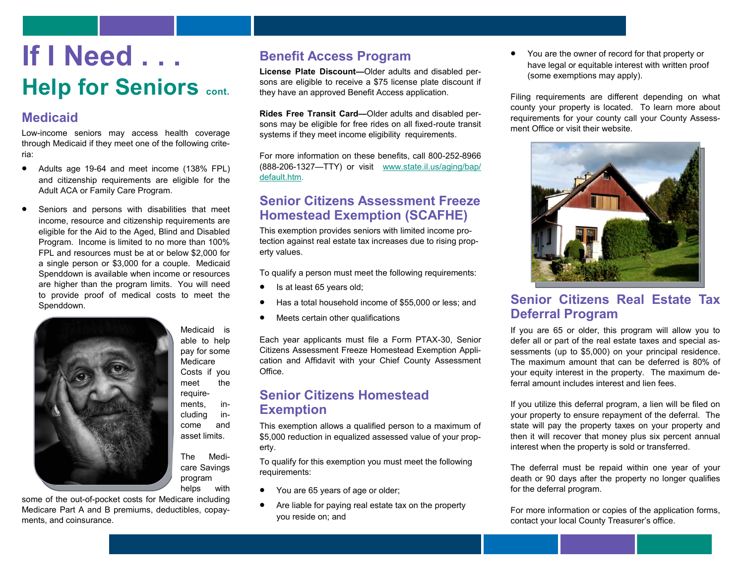# If I Need . . .

## Help for Seniors cont.

### Medicaid

Low-income seniors may access health coverage through Medicaid if they meet one of the following criteria:

- Adults age 19-64 and meet income (138% FPL) and citizenship requirements are eligible for the Adult ACA or Family Care Program.
- Seniors and persons with disabilities that meet income, resource and citizenship requirements are eligible for the Aid to the Aged, Blind and Disabled Program. Income is limited to no more than 100% FPL and resources must be at or below $2,000 for a single person or $3,000 for a couple. Medicaid Spenddown is available when income or resources are higher than the program limits. You will need to provide proof of medical costs to meet the Spenddown.

Medicaid is able to help pay for some Medicare Costs if you meet the requirements, including income and asset limits.

The Medicare Savings program helps with some of the out-of-pocket costs for Medicare including Medicare Part A and B premiums, deductibles, copayments, and coinsurance.

### Benefit Access Program

**License Plate Discount—**Older adults and disabled persons are eligible to receive a $75 license plate discount if they have an approved Benefit Access application.

**Rides Free Transit Card—**Older adults and disabled persons may be eligible for free rides on all fixed-route transit systems if they meet income eligibility requirements.

For more information on these benefits, call 800-252-8966 (888-206-1327—TTY) or visit www.state.il.us/aging/bap/default.htm.

### Senior Citizens Assessment Freeze Homestead Exemption (SCAFHE)

This exemption provides seniors with limited income protection against real estate tax increases due to rising property values.

To qualify a person must meet the following requirements:

- Is at least 65 years old;
- Has a total household income of $55,000 or less; and
- Meets certain other qualifications

Each year applicants must file a Form PTAX-30, Senior Citizens Assessment Freeze Homestead Exemption Application and Affidavit with your Chief County Assessment Office.

### Senior Citizens Homestead Exemption

This exemption allows a qualified person to a maximum of $5,000 reduction in equalized assessed value of your property.

To qualify for this exemption you must meet the following requirements:

- You are 65 years of age or older;
- Are liable for paying real estate tax on the property you reside on; and
- You are the owner of record for that property or have legal or equitable interest with written proof (some exemptions may apply).

Filing requirements are different depending on what county your property is located. To learn more about requirements for your county call your County Assessment Office or visit their website.

### Senior Citizens Real Estate Tax Deferral Program

If you are 65 or older, this program will allow you to defer all or part of the real estate taxes and special assessments (up to $5,000) on your principal residence. The maximum amount that can be deferred is 80% of your equity interest in the property. The maximum deferral amount includes interest and lien fees.

If you utilize this deferral program, a lien will be filed on your property to ensure repayment of the deferral. The state will pay the property taxes on your property and then it will recover that money plus six percent annual interest when the property is sold or transferred.

The deferral must be repaid within one year of your death or 90 days after the property no longer qualifies for the deferral program.

For more information or copies of the application forms, contact your local County Treasurer's office.